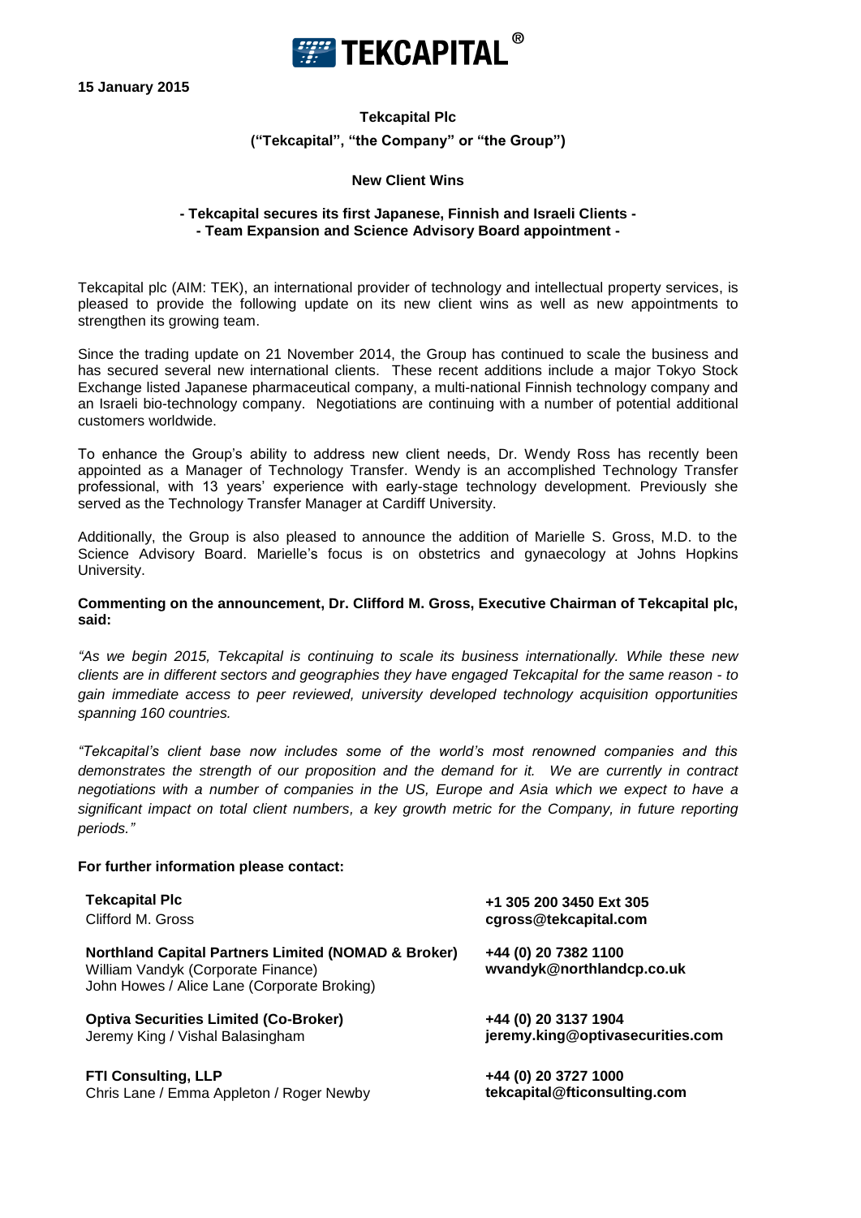TEKCAPITAL®

**15 January 2015**

**Tekcapital Plc**

**("Tekcapital", "the Company" or "the Group")**

## New Client Wins

**- Tekcapital secures its first Japanese, Finnish and Israeli Clients -**
**- Team Expansion and Science Advisory Board appointment -**

Tekcapital plc (AIM: TEK), an international provider of technology and intellectual property services, is pleased to provide the following update on its new client wins as well as new appointments to strengthen its growing team.

Since the trading update on 21 November 2014, the Group has continued to scale the business and has secured several new international clients. These recent additions include a major Tokyo Stock Exchange listed Japanese pharmaceutical company, a multi-national Finnish technology company and an Israeli bio-technology company. Negotiations are continuing with a number of potential additional customers worldwide.

To enhance the Group's ability to address new client needs, Dr. Wendy Ross has recently been appointed as a Manager of Technology Transfer. Wendy is an accomplished Technology Transfer professional, with 13 years' experience with early-stage technology development. Previously she served as the Technology Transfer Manager at Cardiff University.

Additionally, the Group is also pleased to announce the addition of Marielle S. Gross, M.D. to the Science Advisory Board. Marielle's focus is on obstetrics and gynaecology at Johns Hopkins University.

**Commenting on the announcement, Dr. Clifford M. Gross, Executive Chairman of Tekcapital plc, said:**

*"As we begin 2015, Tekcapital is continuing to scale its business internationally. While these new clients are in different sectors and geographies they have engaged Tekcapital for the same reason - to gain immediate access to peer reviewed, university developed technology acquisition opportunities spanning 160 countries.*

*"Tekcapital's client base now includes some of the world's most renowned companies and this demonstrates the strength of our proposition and the demand for it. We are currently in contract negotiations with a number of companies in the US, Europe and Asia which we expect to have a significant impact on total client numbers, a key growth metric for the Company, in future reporting periods."*

**For further information please contact:**

| | |
|---|---|
| **Tekcapital Plc**<br>Clifford M. Gross | **+1 305 200 3450 Ext 305**<br>**cgross@tekcapital.com** |
| **Northland Capital Partners Limited (NOMAD & Broker)**<br>William Vandyk (Corporate Finance)<br>John Howes / Alice Lane (Corporate Broking) | **+44 (0) 20 7382 1100**<br>**wvandyk@northlandcp.co.uk** |
| **Optiva Securities Limited (Co-Broker)**<br>Jeremy King / Vishal Balasingham | **+44 (0) 20 3137 1904**<br>**jeremy.king@optivasecurities.com** |
| **FTI Consulting, LLP**<br>Chris Lane / Emma Appleton / Roger Newby | **+44 (0) 20 3727 1000**<br>**tekcapital@fticonsulting.com** |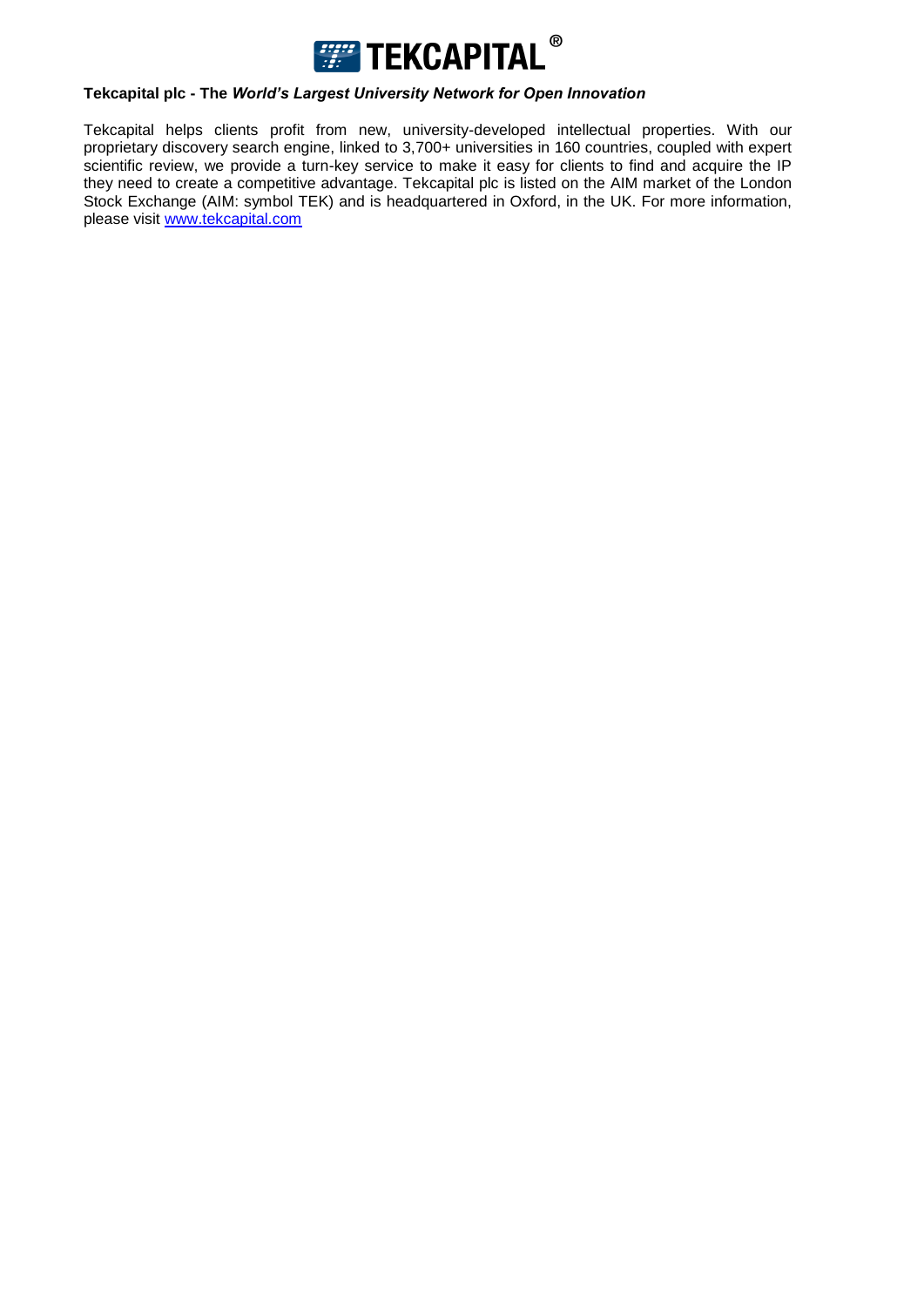**Tekcapital plc - The *World's Largest University Network for Open Innovation***

Tekcapital helps clients profit from new, university-developed intellectual properties. With our proprietary discovery search engine, linked to 3,700+ universities in 160 countries, coupled with expert scientific review, we provide a turn-key service to make it easy for clients to find and acquire the IP they need to create a competitive advantage. Tekcapital plc is listed on the AIM market of the London Stock Exchange (AIM: symbol TEK) and is headquartered in Oxford, in the UK. For more information, please visit [www.tekcapital.com](http://www.tekcapital.com)